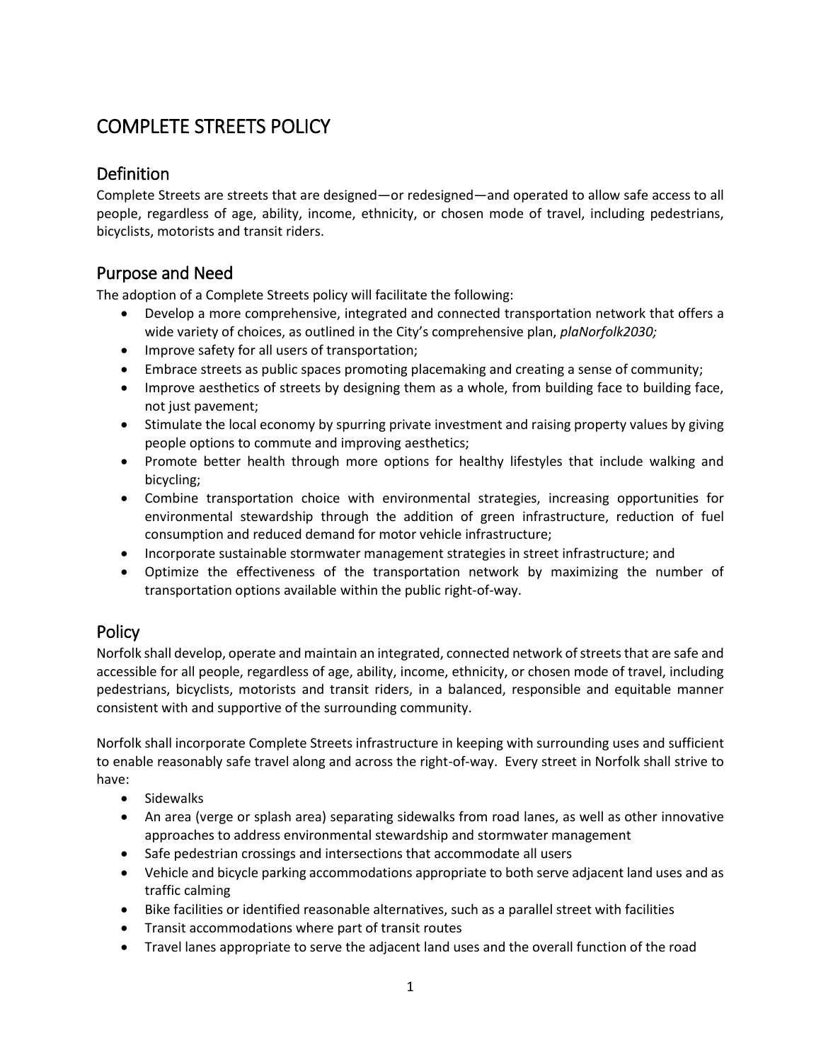# COMPLETE STREETS POLICY

## Definition

Complete Streets are streets that are designed—or redesigned—and operated to allow safe access to all people, regardless of age, ability, income, ethnicity, or chosen mode of travel, including pedestrians, bicyclists, motorists and transit riders.

## Purpose and Need

The adoption of a Complete Streets policy will facilitate the following:

- Develop a more comprehensive, integrated and connected transportation network that offers a wide variety of choices, as outlined in the City's comprehensive plan, *plaNorfolk2030;*
- Improve safety for all users of transportation;
- Embrace streets as public spaces promoting placemaking and creating a sense of community;
- Improve aesthetics of streets by designing them as a whole, from building face to building face, not just pavement;
- Stimulate the local economy by spurring private investment and raising property values by giving people options to commute and improving aesthetics;
- Promote better health through more options for healthy lifestyles that include walking and bicycling;
- Combine transportation choice with environmental strategies, increasing opportunities for environmental stewardship through the addition of green infrastructure, reduction of fuel consumption and reduced demand for motor vehicle infrastructure;
- Incorporate sustainable stormwater management strategies in street infrastructure; and
- Optimize the effectiveness of the transportation network by maximizing the number of transportation options available within the public right-of-way.

## Policy

Norfolk shall develop, operate and maintain an integrated, connected network of streets that are safe and accessible for all people, regardless of age, ability, income, ethnicity, or chosen mode of travel, including pedestrians, bicyclists, motorists and transit riders, in a balanced, responsible and equitable manner consistent with and supportive of the surrounding community.

Norfolk shall incorporate Complete Streets infrastructure in keeping with surrounding uses and sufficient to enable reasonably safe travel along and across the right-of-way. Every street in Norfolk shall strive to have:

- Sidewalks
- An area (verge or splash area) separating sidewalks from road lanes, as well as other innovative approaches to address environmental stewardship and stormwater management
- Safe pedestrian crossings and intersections that accommodate all users
- Vehicle and bicycle parking accommodations appropriate to both serve adjacent land uses and as traffic calming
- Bike facilities or identified reasonable alternatives, such as a parallel street with facilities
- Transit accommodations where part of transit routes
- Travel lanes appropriate to serve the adjacent land uses and the overall function of the road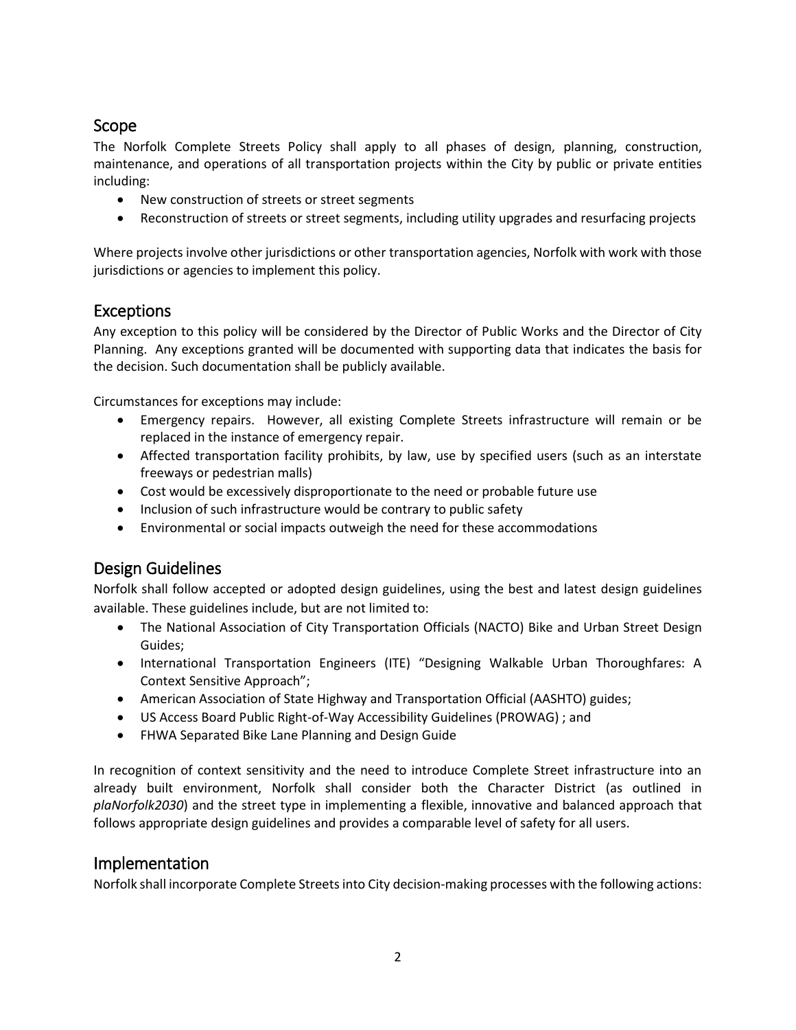## Scope

The Norfolk Complete Streets Policy shall apply to all phases of design, planning, construction, maintenance, and operations of all transportation projects within the City by public or private entities including:

- New construction of streets or street segments
- Reconstruction of streets or street segments, including utility upgrades and resurfacing projects

Where projects involve other jurisdictions or other transportation agencies, Norfolk with work with those jurisdictions or agencies to implement this policy.

## Exceptions

Any exception to this policy will be considered by the Director of Public Works and the Director of City Planning. Any exceptions granted will be documented with supporting data that indicates the basis for the decision. Such documentation shall be publicly available.

Circumstances for exceptions may include:

- Emergency repairs. However, all existing Complete Streets infrastructure will remain or be replaced in the instance of emergency repair.
- Affected transportation facility prohibits, by law, use by specified users (such as an interstate freeways or pedestrian malls)
- Cost would be excessively disproportionate to the need or probable future use
- Inclusion of such infrastructure would be contrary to public safety
- Environmental or social impacts outweigh the need for these accommodations

## Design Guidelines

Norfolk shall follow accepted or adopted design guidelines, using the best and latest design guidelines available. These guidelines include, but are not limited to:

- The National Association of City Transportation Officials (NACTO) Bike and Urban Street Design Guides;
- International Transportation Engineers (ITE) "Designing Walkable Urban Thoroughfares: A Context Sensitive Approach";
- American Association of State Highway and Transportation Official (AASHTO) guides;
- US Access Board Public Right-of-Way Accessibility Guidelines (PROWAG) ; and
- FHWA Separated Bike Lane Planning and Design Guide

In recognition of context sensitivity and the need to introduce Complete Street infrastructure into an already built environment, Norfolk shall consider both the Character District (as outlined in *plaNorfolk2030*) and the street type in implementing a flexible, innovative and balanced approach that follows appropriate design guidelines and provides a comparable level of safety for all users.

## Implementation

Norfolk shall incorporate Complete Streets into City decision-making processes with the following actions: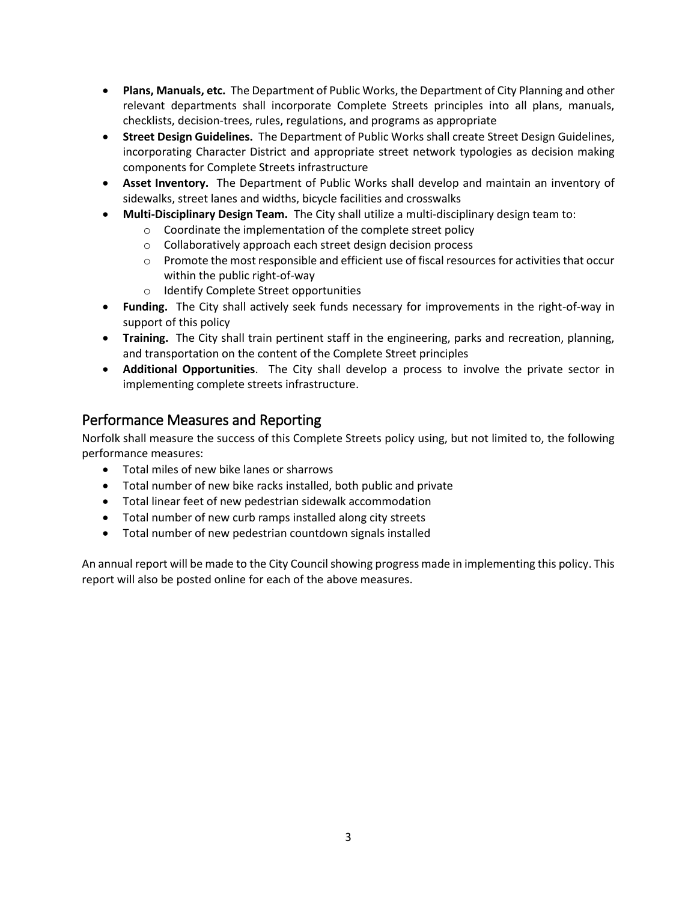- **Plans, Manuals, etc.** The Department of Public Works, the Department of City Planning and other relevant departments shall incorporate Complete Streets principles into all plans, manuals, checklists, decision-trees, rules, regulations, and programs as appropriate
- **Street Design Guidelines.** The Department of Public Works shall create Street Design Guidelines, incorporating Character District and appropriate street network typologies as decision making components for Complete Streets infrastructure
- **Asset Inventory.** The Department of Public Works shall develop and maintain an inventory of sidewalks, street lanes and widths, bicycle facilities and crosswalks
- **Multi-Disciplinary Design Team.** The City shall utilize a multi-disciplinary design team to:
  - Coordinate the implementation of the complete street policy
  - Collaboratively approach each street design decision process
  - Promote the most responsible and efficient use of fiscal resources for activities that occur within the public right-of-way
  - Identify Complete Street opportunities
- **Funding.** The City shall actively seek funds necessary for improvements in the right-of-way in support of this policy
- **Training.** The City shall train pertinent staff in the engineering, parks and recreation, planning, and transportation on the content of the Complete Street principles
- **Additional Opportunities**. The City shall develop a process to involve the private sector in implementing complete streets infrastructure.

## Performance Measures and Reporting

Norfolk shall measure the success of this Complete Streets policy using, but not limited to, the following performance measures:

- Total miles of new bike lanes or sharrows
- Total number of new bike racks installed, both public and private
- Total linear feet of new pedestrian sidewalk accommodation
- Total number of new curb ramps installed along city streets
- Total number of new pedestrian countdown signals installed

An annual report will be made to the City Council showing progress made in implementing this policy. This report will also be posted online for each of the above measures.